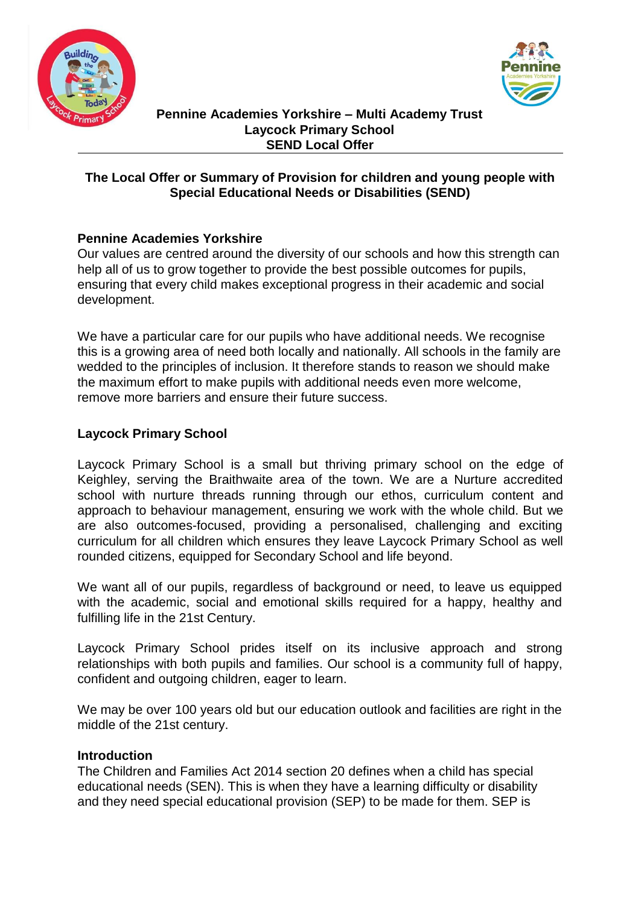**Pennine Academies Yorkshire – Multi Academy Trust**
**Laycock Primary School**
**SEND Local Offer**

## The Local Offer or Summary of Provision for children and young people with Special Educational Needs or Disabilities (SEND)

### Pennine Academies Yorkshire

Our values are centred around the diversity of our schools and how this strength can help all of us to grow together to provide the best possible outcomes for pupils, ensuring that every child makes exceptional progress in their academic and social development.

We have a particular care for our pupils who have additional needs. We recognise this is a growing area of need both locally and nationally. All schools in the family are wedded to the principles of inclusion. It therefore stands to reason we should make the maximum effort to make pupils with additional needs even more welcome, remove more barriers and ensure their future success.

### Laycock Primary School

Laycock Primary School is a small but thriving primary school on the edge of Keighley, serving the Braithwaite area of the town. We are a Nurture accredited school with nurture threads running through our ethos, curriculum content and approach to behaviour management, ensuring we work with the whole child. But we are also outcomes-focused, providing a personalised, challenging and exciting curriculum for all children which ensures they leave Laycock Primary School as well rounded citizens, equipped for Secondary School and life beyond.

We want all of our pupils, regardless of background or need, to leave us equipped with the academic, social and emotional skills required for a happy, healthy and fulfilling life in the 21st Century.

Laycock Primary School prides itself on its inclusive approach and strong relationships with both pupils and families. Our school is a community full of happy, confident and outgoing children, eager to learn.

We may be over 100 years old but our education outlook and facilities are right in the middle of the 21st century.

### Introduction

The Children and Families Act 2014 section 20 defines when a child has special educational needs (SEN). This is when they have a learning difficulty or disability and they need special educational provision (SEP) to be made for them. SEP is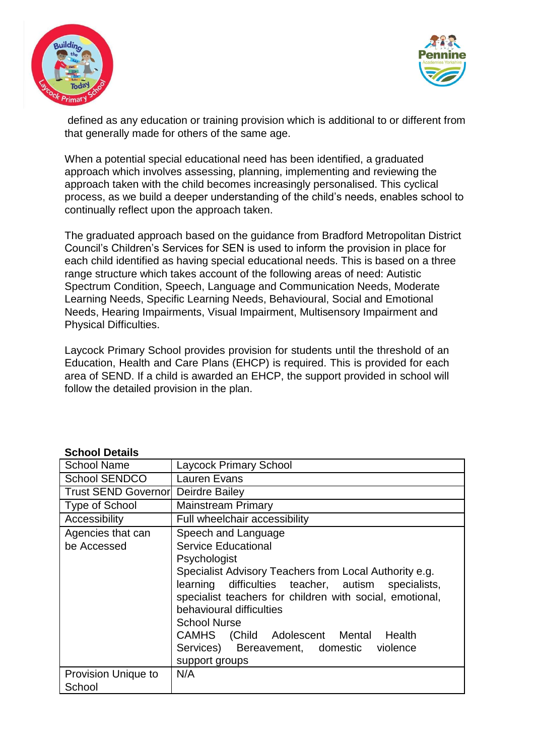defined as any education or training provision which is additional to or different from that generally made for others of the same age.

When a potential special educational need has been identified, a graduated approach which involves assessing, planning, implementing and reviewing the approach taken with the child becomes increasingly personalised. This cyclical process, as we build a deeper understanding of the child's needs, enables school to continually reflect upon the approach taken.

The graduated approach based on the guidance from Bradford Metropolitan District Council's Children's Services for SEN is used to inform the provision in place for each child identified as having special educational needs. This is based on a three range structure which takes account of the following areas of need: Autistic Spectrum Condition, Speech, Language and Communication Needs, Moderate Learning Needs, Specific Learning Needs, Behavioural, Social and Emotional Needs, Hearing Impairments, Visual Impairment, Multisensory Impairment and Physical Difficulties.

Laycock Primary School provides provision for students until the threshold of an Education, Health and Care Plans (EHCP) is required. This is provided for each area of SEND. If a child is awarded an EHCP, the support provided in school will follow the detailed provision in the plan.

**School Details**

| School Name | Laycock Primary School |
|---|---|
| School SENDCO | Lauren Evans |
| Trust SEND Governor | Deirdre Bailey |
| Type of School | Mainstream Primary |
| Accessibility | Full wheelchair accessibility |
| Agencies that can be Accessed | Speech and Language<br>Service Educational<br>Psychologist<br>Specialist Advisory Teachers from Local Authority e.g. learning difficulties teacher, autism specialists, specialist teachers for children with social, emotional, behavioural difficulties<br>School Nurse<br>CAMHS (Child Adolescent Mental Health Services) Bereavement, domestic violence support groups |
| Provision Unique to School | N/A |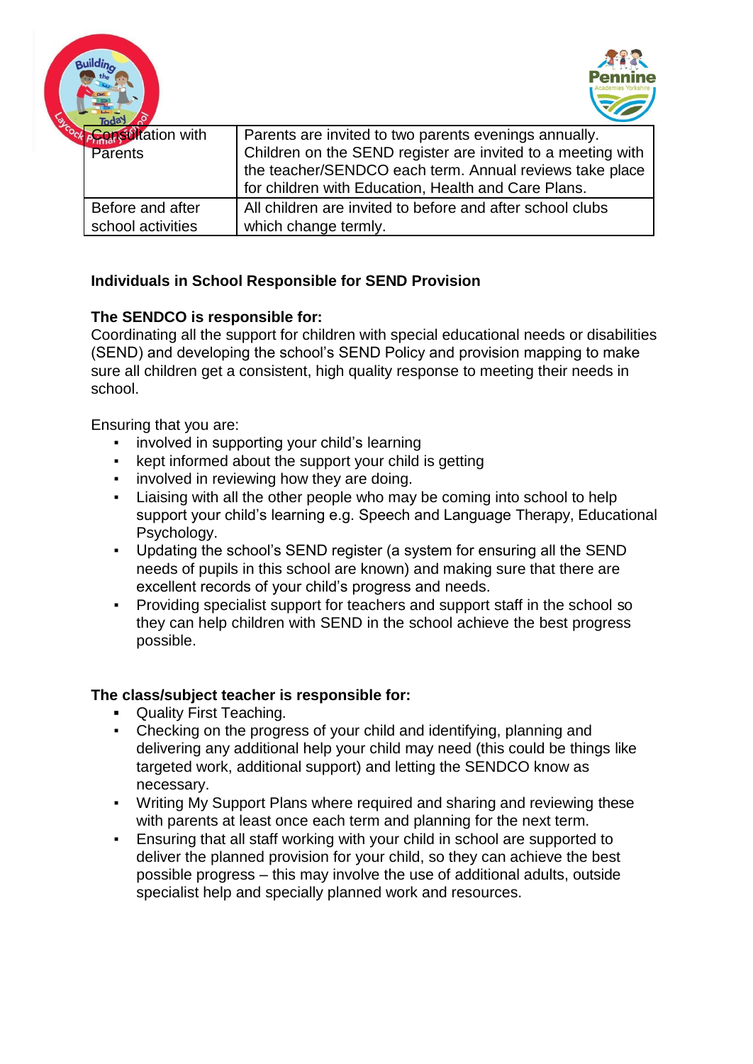| | |
|---|---|
| Consultation with Parents | Parents are invited to two parents evenings annually. Children on the SEND register are invited to a meeting with the teacher/SENDCO each term. Annual reviews take place for children with Education, Health and Care Plans. |
| Before and after school activities | All children are invited to before and after school clubs which change termly. |

**Individuals in School Responsible for SEND Provision**

**The SENDCO is responsible for:**
Coordinating all the support for children with special educational needs or disabilities (SEND) and developing the school's SEND Policy and provision mapping to make sure all children get a consistent, high quality response to meeting their needs in school.

Ensuring that you are:

- involved in supporting your child's learning
- kept informed about the support your child is getting
- involved in reviewing how they are doing.
- Liaising with all the other people who may be coming into school to help support your child's learning e.g. Speech and Language Therapy, Educational Psychology.
- Updating the school's SEND register (a system for ensuring all the SEND needs of pupils in this school are known) and making sure that there are excellent records of your child's progress and needs.
- Providing specialist support for teachers and support staff in the school so they can help children with SEND in the school achieve the best progress possible.

**The class/subject teacher is responsible for:**

- Quality First Teaching.
- Checking on the progress of your child and identifying, planning and delivering any additional help your child may need (this could be things like targeted work, additional support) and letting the SENDCO know as necessary.
- Writing My Support Plans where required and sharing and reviewing these with parents at least once each term and planning for the next term.
- Ensuring that all staff working with your child in school are supported to deliver the planned provision for your child, so they can achieve the best possible progress – this may involve the use of additional adults, outside specialist help and specially planned work and resources.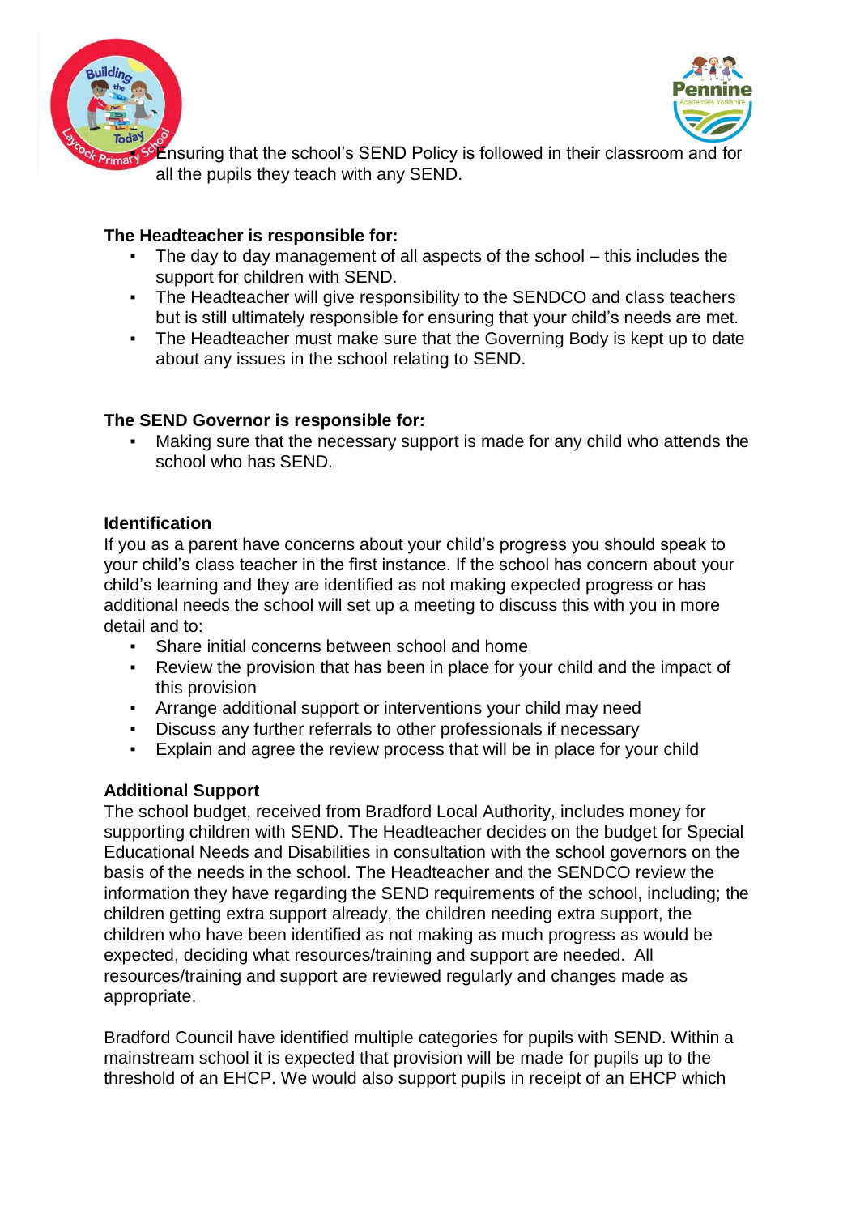- Ensuring that the school's SEND Policy is followed in their classroom and for all the pupils they teach with any SEND.

**The Headteacher is responsible for:**

- The day to day management of all aspects of the school – this includes the support for children with SEND.
- The Headteacher will give responsibility to the SENDCO and class teachers but is still ultimately responsible for ensuring that your child's needs are met.
- The Headteacher must make sure that the Governing Body is kept up to date about any issues in the school relating to SEND.

**The SEND Governor is responsible for:**

- Making sure that the necessary support is made for any child who attends the school who has SEND.

**Identification**

If you as a parent have concerns about your child's progress you should speak to your child's class teacher in the first instance. If the school has concern about your child's learning and they are identified as not making expected progress or has additional needs the school will set up a meeting to discuss this with you in more detail and to:

- Share initial concerns between school and home
- Review the provision that has been in place for your child and the impact of this provision
- Arrange additional support or interventions your child may need
- Discuss any further referrals to other professionals if necessary
- Explain and agree the review process that will be in place for your child

**Additional Support**

The school budget, received from Bradford Local Authority, includes money for supporting children with SEND. The Headteacher decides on the budget for Special Educational Needs and Disabilities in consultation with the school governors on the basis of the needs in the school. The Headteacher and the SENDCO review the information they have regarding the SEND requirements of the school, including; the children getting extra support already, the children needing extra support, the children who have been identified as not making as much progress as would be expected, deciding what resources/training and support are needed. All resources/training and support are reviewed regularly and changes made as appropriate.

Bradford Council have identified multiple categories for pupils with SEND. Within a mainstream school it is expected that provision will be made for pupils up to the threshold of an EHCP. We would also support pupils in receipt of an EHCP which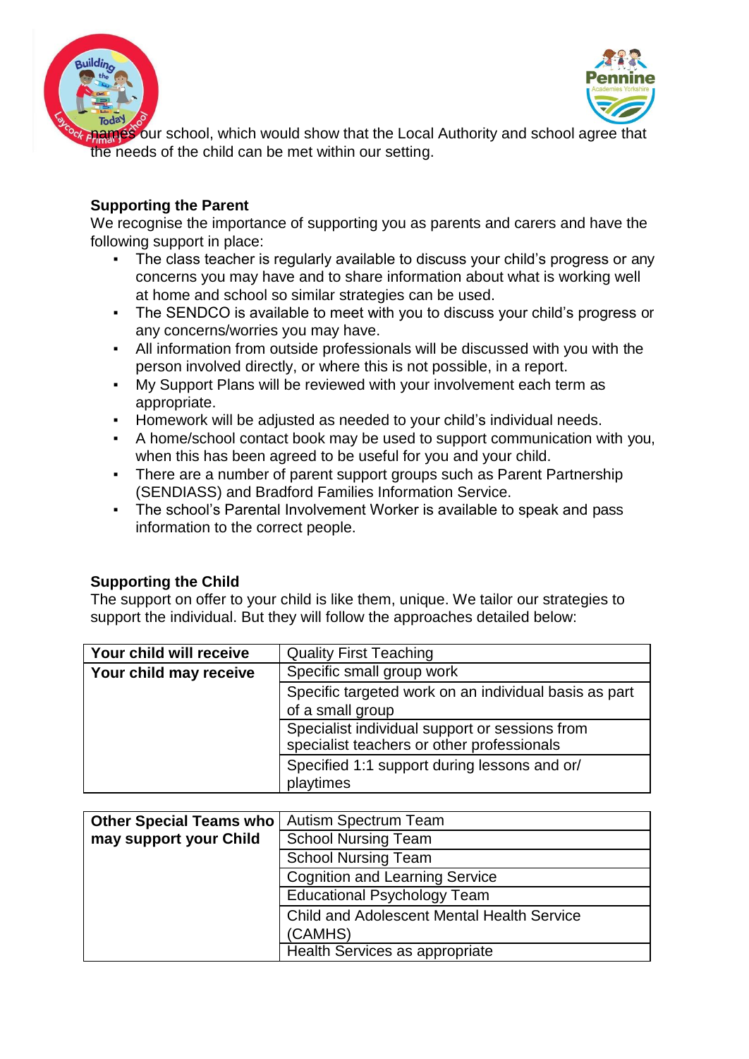names our school, which would show that the Local Authority and school agree that the needs of the child can be met within our setting.

**Supporting the Parent**

We recognise the importance of supporting you as parents and carers and have the following support in place:

- The class teacher is regularly available to discuss your child's progress or any concerns you may have and to share information about what is working well at home and school so similar strategies can be used.
- The SENDCO is available to meet with you to discuss your child's progress or any concerns/worries you may have.
- All information from outside professionals will be discussed with you with the person involved directly, or where this is not possible, in a report.
- My Support Plans will be reviewed with your involvement each term as appropriate.
- Homework will be adjusted as needed to your child's individual needs.
- A home/school contact book may be used to support communication with you, when this has been agreed to be useful for you and your child.
- There are a number of parent support groups such as Parent Partnership (SENDIASS) and Bradford Families Information Service.
- The school's Parental Involvement Worker is available to speak and pass information to the correct people.

**Supporting the Child**

The support on offer to your child is like them, unique. We tailor our strategies to support the individual. But they will follow the approaches detailed below:

| | |
|---|---|
| **Your child will receive** | Quality First Teaching |
| **Your child may receive** | Specific small group work |
| | Specific targeted work on an individual basis as part of a small group |
| | Specialist individual support or sessions from specialist teachers or other professionals |
| | Specified 1:1 support during lessons and or/ playtimes |

| | |
|---|---|
| **Other Special Teams who may support your Child** | Autism Spectrum Team |
| | School Nursing Team |
| | School Nursing Team |
| | Cognition and Learning Service |
| | Educational Psychology Team |
| | Child and Adolescent Mental Health Service (CAMHS) |
| | Health Services as appropriate |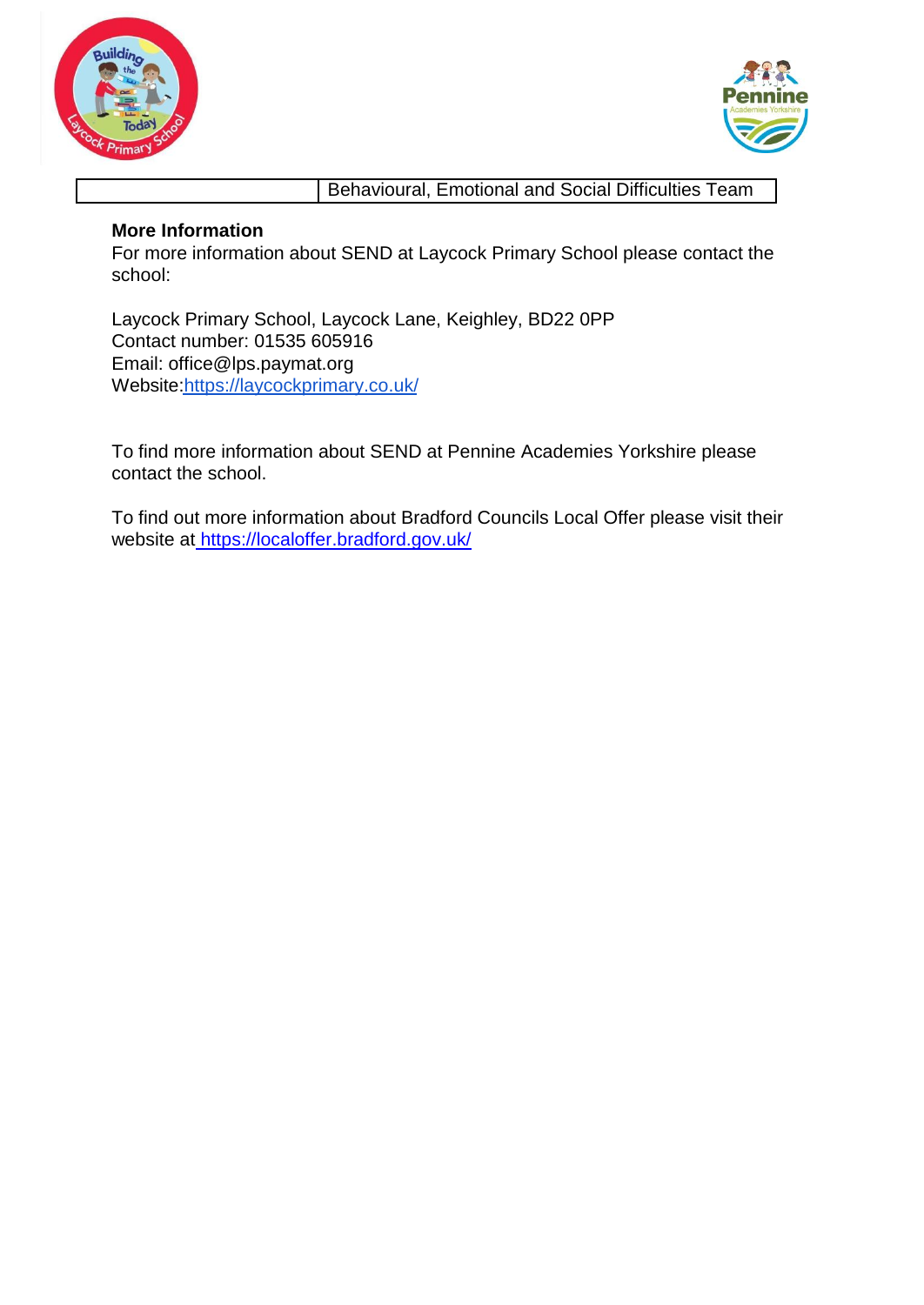| | |
|---|---|
| | Behavioural, Emotional and Social Difficulties Team |

**More Information**

For more information about SEND at Laycock Primary School please contact the school:

Laycock Primary School, Laycock Lane, Keighley, BD22 0PP
Contact number: 01535 605916
Email: office@lps.paymat.org
Website:https://laycockprimary.co.uk/

To find more information about SEND at Pennine Academies Yorkshire please contact the school.

To find out more information about Bradford Councils Local Offer please visit their website at https://localoffer.bradford.gov.uk/